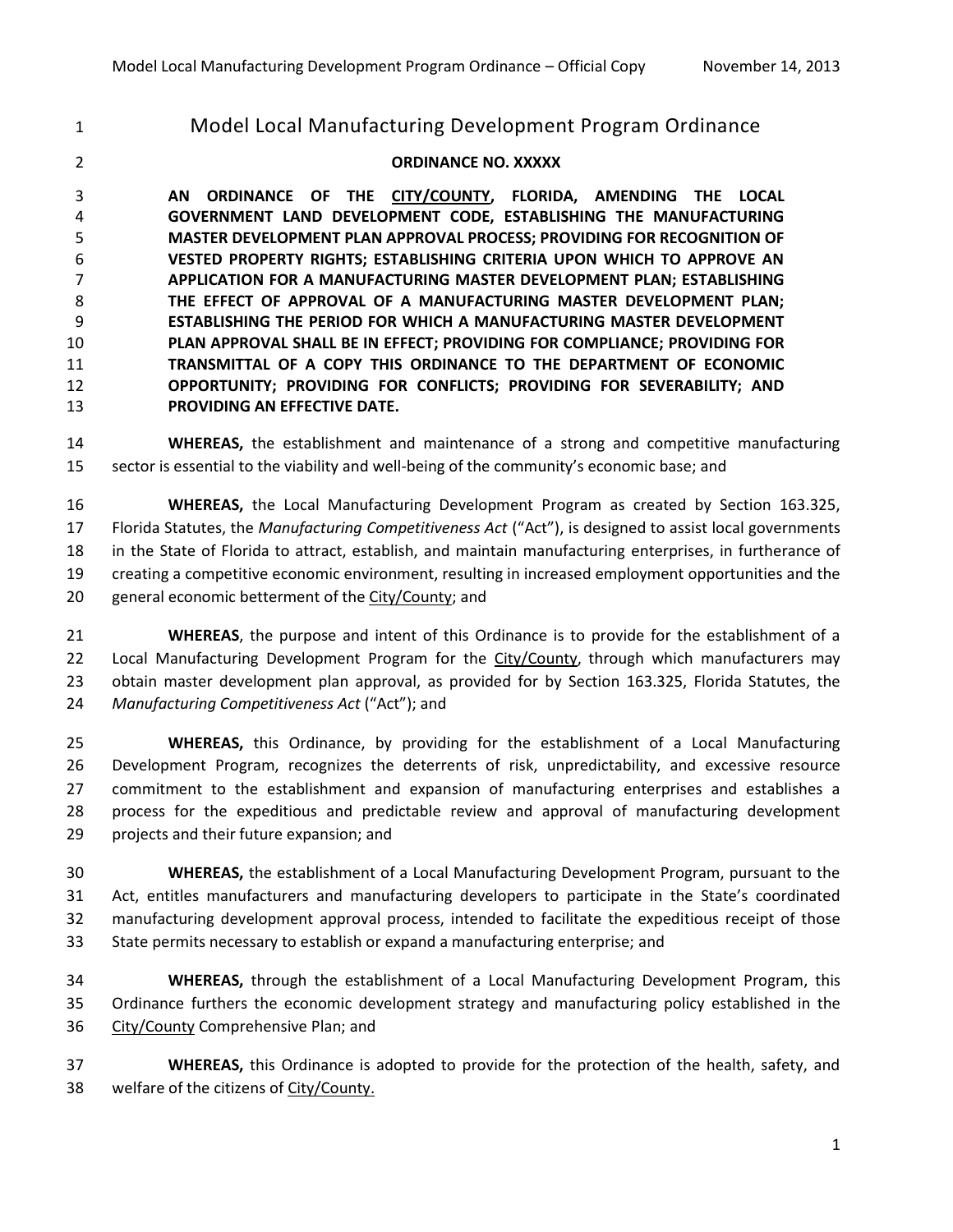# Model Local Manufacturing Development Program Ordinance

**ORDINANCE NO. XXXXX**

**AN ORDINANCE OF THE <u>CITY/COUNTY</u>, FLORIDA, AMENDING THE LOCAL GOVERNMENT LAND DEVELOPMENT CODE, ESTABLISHING THE MANUFACTURING MASTER DEVELOPMENT PLAN APPROVAL PROCESS; PROVIDING FOR RECOGNITION OF VESTED PROPERTY RIGHTS; ESTABLISHING CRITERIA UPON WHICH TO APPROVE AN APPLICATION FOR A MANUFACTURING MASTER DEVELOPMENT PLAN; ESTABLISHING THE EFFECT OF APPROVAL OF A MANUFACTURING MASTER DEVELOPMENT PLAN; ESTABLISHING THE PERIOD FOR WHICH A MANUFACTURING MASTER DEVELOPMENT PLAN APPROVAL SHALL BE IN EFFECT; PROVIDING FOR COMPLIANCE; PROVIDING FOR TRANSMITTAL OF A COPY THIS ORDINANCE TO THE DEPARTMENT OF ECONOMIC OPPORTUNITY; PROVIDING FOR CONFLICTS; PROVIDING FOR SEVERABILITY; AND PROVIDING AN EFFECTIVE DATE.**

**WHEREAS,** the establishment and maintenance of a strong and competitive manufacturing sector is essential to the viability and well-being of the community's economic base; and

**WHEREAS,** the Local Manufacturing Development Program as created by Section 163.325, Florida Statutes, the *Manufacturing Competitiveness Act* ("Act"), is designed to assist local governments in the State of Florida to attract, establish, and maintain manufacturing enterprises, in furtherance of creating a competitive economic environment, resulting in increased employment opportunities and the general economic betterment of the <u>City/County</u>; and

**WHEREAS**, the purpose and intent of this Ordinance is to provide for the establishment of a Local Manufacturing Development Program for the <u>City/County</u>, through which manufacturers may obtain master development plan approval, as provided for by Section 163.325, Florida Statutes, the *Manufacturing Competitiveness Act* ("Act"); and

**WHEREAS,** this Ordinance, by providing for the establishment of a Local Manufacturing Development Program, recognizes the deterrents of risk, unpredictability, and excessive resource commitment to the establishment and expansion of manufacturing enterprises and establishes a process for the expeditious and predictable review and approval of manufacturing development projects and their future expansion; and

**WHEREAS,** the establishment of a Local Manufacturing Development Program, pursuant to the Act, entitles manufacturers and manufacturing developers to participate in the State's coordinated manufacturing development approval process, intended to facilitate the expeditious receipt of those State permits necessary to establish or expand a manufacturing enterprise; and

**WHEREAS,** through the establishment of a Local Manufacturing Development Program, this Ordinance furthers the economic development strategy and manufacturing policy established in the <u>City/County</u> Comprehensive Plan; and

**WHEREAS,** this Ordinance is adopted to provide for the protection of the health, safety, and welfare of the citizens of <u>City/County.</u>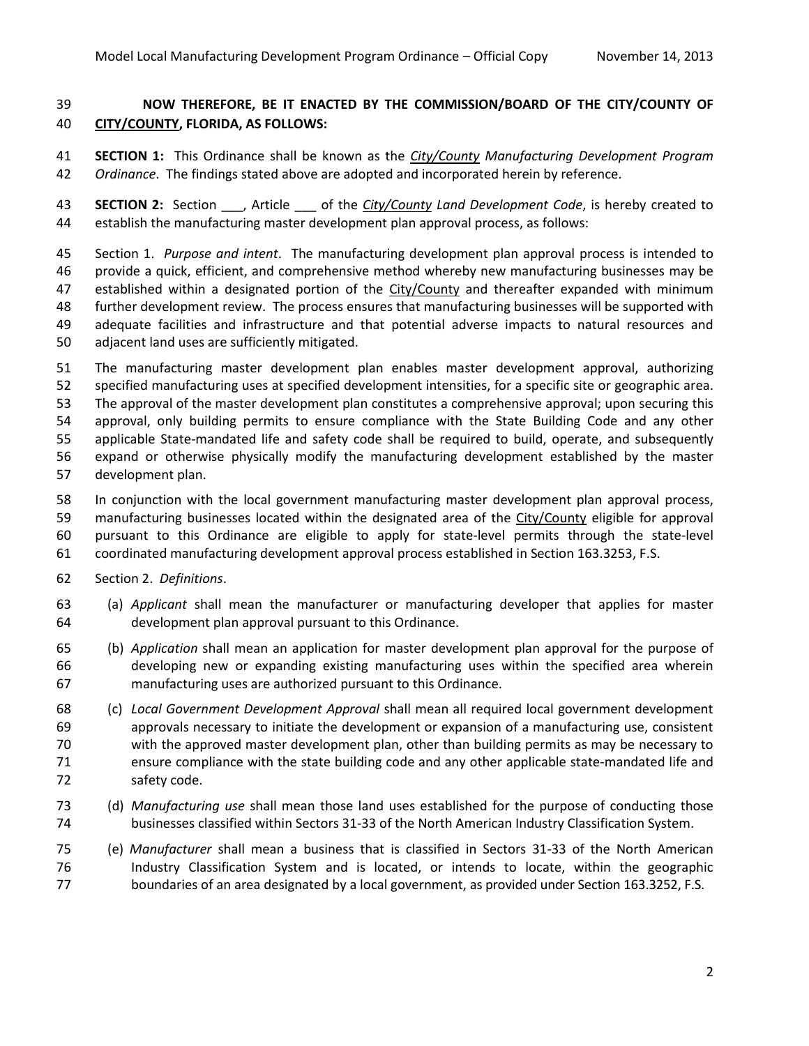**NOW THEREFORE, BE IT ENACTED BY THE COMMISSION/BOARD OF THE CITY/COUNTY OF <u>CITY/COUNTY</u>, FLORIDA, AS FOLLOWS:**

**SECTION 1:** This Ordinance shall be known as the *<u>City/County</u> Manufacturing Development Program Ordinance*. The findings stated above are adopted and incorporated herein by reference.

**SECTION 2:** Section ___, Article ___ of the *<u>City/County</u> Land Development Code*, is hereby created to establish the manufacturing master development plan approval process, as follows:

Section 1. *Purpose and intent*. The manufacturing development plan approval process is intended to provide a quick, efficient, and comprehensive method whereby new manufacturing businesses may be established within a designated portion of the <u>City/County</u> and thereafter expanded with minimum further development review. The process ensures that manufacturing businesses will be supported with adequate facilities and infrastructure and that potential adverse impacts to natural resources and adjacent land uses are sufficiently mitigated.

The manufacturing master development plan enables master development approval, authorizing specified manufacturing uses at specified development intensities, for a specific site or geographic area. The approval of the master development plan constitutes a comprehensive approval; upon securing this approval, only building permits to ensure compliance with the State Building Code and any other applicable State-mandated life and safety code shall be required to build, operate, and subsequently expand or otherwise physically modify the manufacturing development established by the master development plan.

In conjunction with the local government manufacturing master development plan approval process, manufacturing businesses located within the designated area of the <u>City/County</u> eligible for approval pursuant to this Ordinance are eligible to apply for state-level permits through the state-level coordinated manufacturing development approval process established in Section 163.3253, F.S.

Section 2. *Definitions*.

(a) *Applicant* shall mean the manufacturer or manufacturing developer that applies for master development plan approval pursuant to this Ordinance.

(b) *Application* shall mean an application for master development plan approval for the purpose of developing new or expanding existing manufacturing uses within the specified area wherein manufacturing uses are authorized pursuant to this Ordinance.

(c) *Local Government Development Approval* shall mean all required local government development approvals necessary to initiate the development or expansion of a manufacturing use, consistent with the approved master development plan, other than building permits as may be necessary to ensure compliance with the state building code and any other applicable state-mandated life and safety code.

(d) *Manufacturing use* shall mean those land uses established for the purpose of conducting those businesses classified within Sectors 31-33 of the North American Industry Classification System.

(e) *Manufacturer* shall mean a business that is classified in Sectors 31-33 of the North American Industry Classification System and is located, or intends to locate, within the geographic boundaries of an area designated by a local government, as provided under Section 163.3252, F.S.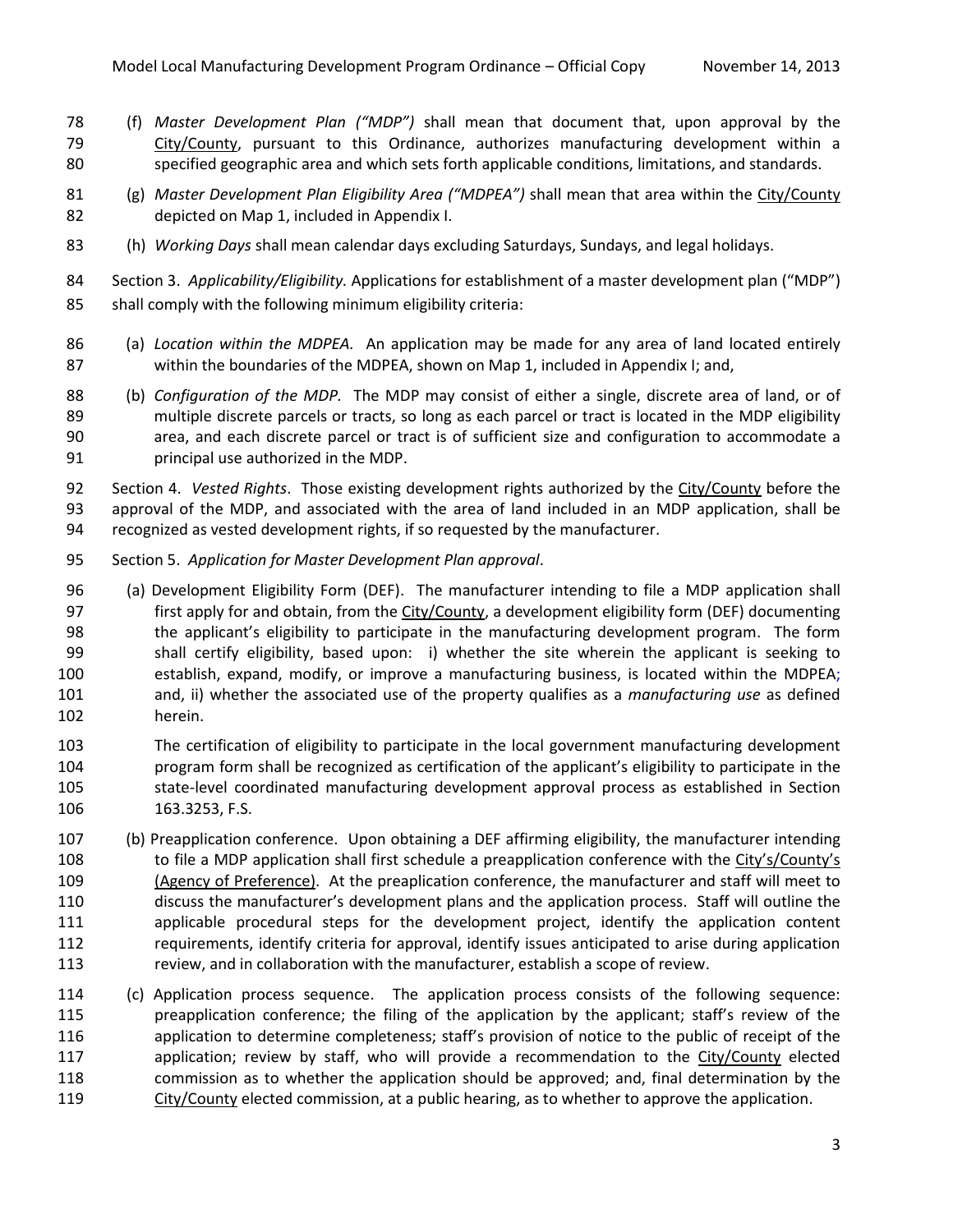(f) *Master Development Plan ("MDP")* shall mean that document that, upon approval by the City/County, pursuant to this Ordinance, authorizes manufacturing development within a specified geographic area and which sets forth applicable conditions, limitations, and standards.

(g) *Master Development Plan Eligibility Area ("MDPEA")* shall mean that area within the City/County depicted on Map 1, included in Appendix I.

(h) *Working Days* shall mean calendar days excluding Saturdays, Sundays, and legal holidays.

Section 3. *Applicability/Eligibility.* Applications for establishment of a master development plan ("MDP") shall comply with the following minimum eligibility criteria:

(a) *Location within the MDPEA.* An application may be made for any area of land located entirely within the boundaries of the MDPEA, shown on Map 1, included in Appendix I; and,

(b) *Configuration of the MDP.* The MDP may consist of either a single, discrete area of land, or of multiple discrete parcels or tracts, so long as each parcel or tract is located in the MDP eligibility area, and each discrete parcel or tract is of sufficient size and configuration to accommodate a principal use authorized in the MDP.

Section 4. *Vested Rights*. Those existing development rights authorized by the City/County before the approval of the MDP, and associated with the area of land included in an MDP application, shall be recognized as vested development rights, if so requested by the manufacturer.

Section 5. *Application for Master Development Plan approval*.

(a) Development Eligibility Form (DEF). The manufacturer intending to file a MDP application shall first apply for and obtain, from the City/County, a development eligibility form (DEF) documenting the applicant's eligibility to participate in the manufacturing development program. The form shall certify eligibility, based upon: i) whether the site wherein the applicant is seeking to establish, expand, modify, or improve a manufacturing business, is located within the MDPEA; and, ii) whether the associated use of the property qualifies as a *manufacturing use* as defined herein.

The certification of eligibility to participate in the local government manufacturing development program form shall be recognized as certification of the applicant's eligibility to participate in the state-level coordinated manufacturing development approval process as established in Section 163.3253, F.S.

(b) Preapplication conference. Upon obtaining a DEF affirming eligibility, the manufacturer intending to file a MDP application shall first schedule a preapplication conference with the City's/County's (Agency of Preference). At the preapplication conference, the manufacturer and staff will meet to discuss the manufacturer's development plans and the application process. Staff will outline the applicable procedural steps for the development project, identify the application content requirements, identify criteria for approval, identify issues anticipated to arise during application review, and in collaboration with the manufacturer, establish a scope of review.

(c) Application process sequence. The application process consists of the following sequence: preapplication conference; the filing of the application by the applicant; staff's review of the application to determine completeness; staff's provision of notice to the public of receipt of the application; review by staff, who will provide a recommendation to the City/County elected commission as to whether the application should be approved; and, final determination by the City/County elected commission, at a public hearing, as to whether to approve the application.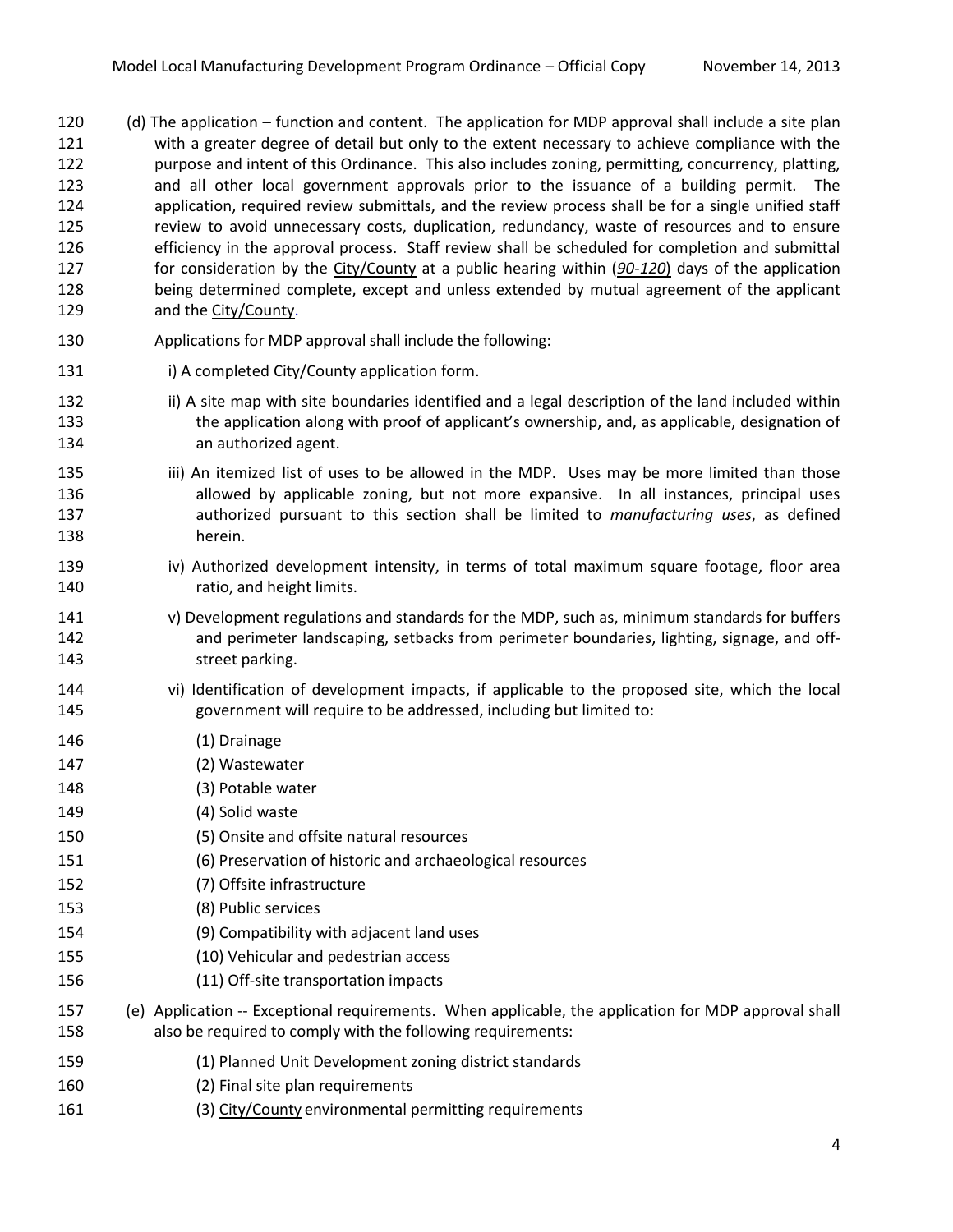(d) The application – function and content. The application for MDP approval shall include a site plan with a greater degree of detail but only to the extent necessary to achieve compliance with the purpose and intent of this Ordinance. This also includes zoning, permitting, concurrency, platting, and all other local government approvals prior to the issuance of a building permit. The application, required review submittals, and the review process shall be for a single unified staff review to avoid unnecessary costs, duplication, redundancy, waste of resources and to ensure efficiency in the approval process. Staff review shall be scheduled for completion and submittal for consideration by the City/County at a public hearing within (***90-120***) days of the application being determined complete, except and unless extended by mutual agreement of the applicant and the City/County.

Applications for MDP approval shall include the following:

i) A completed City/County application form.

ii) A site map with site boundaries identified and a legal description of the land included within the application along with proof of applicant's ownership, and, as applicable, designation of an authorized agent.

iii) An itemized list of uses to be allowed in the MDP. Uses may be more limited than those allowed by applicable zoning, but not more expansive. In all instances, principal uses authorized pursuant to this section shall be limited to *manufacturing uses*, as defined herein.

iv) Authorized development intensity, in terms of total maximum square footage, floor area ratio, and height limits.

v) Development regulations and standards for the MDP, such as, minimum standards for buffers and perimeter landscaping, setbacks from perimeter boundaries, lighting, signage, and off-street parking.

vi) Identification of development impacts, if applicable to the proposed site, which the local government will require to be addressed, including but limited to:

(1) Drainage
(2) Wastewater
(3) Potable water
(4) Solid waste
(5) Onsite and offsite natural resources
(6) Preservation of historic and archaeological resources
(7) Offsite infrastructure
(8) Public services
(9) Compatibility with adjacent land uses
(10) Vehicular and pedestrian access
(11) Off-site transportation impacts

(e) Application -- Exceptional requirements. When applicable, the application for MDP approval shall also be required to comply with the following requirements:

(1) Planned Unit Development zoning district standards
(2) Final site plan requirements
(3) City/County environmental permitting requirements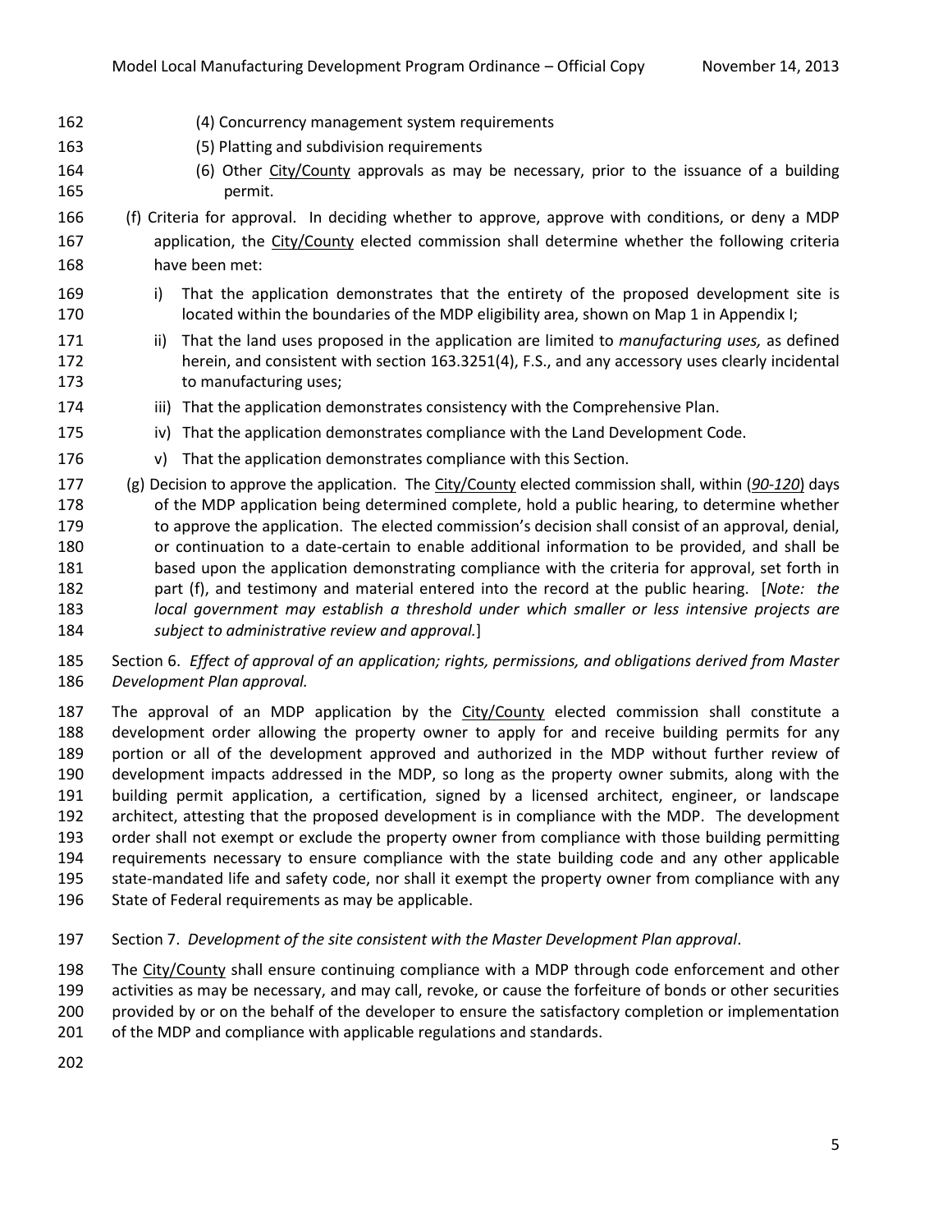(4) Concurrency management system requirements

(5) Platting and subdivision requirements

(6) Other City/County approvals as may be necessary, prior to the issuance of a building permit.

(f) Criteria for approval. In deciding whether to approve, approve with conditions, or deny a MDP application, the City/County elected commission shall determine whether the following criteria have been met:

i) That the application demonstrates that the entirety of the proposed development site is located within the boundaries of the MDP eligibility area, shown on Map 1 in Appendix I;

ii) That the land uses proposed in the application are limited to *manufacturing uses,* as defined herein, and consistent with section 163.3251(4), F.S., and any accessory uses clearly incidental to manufacturing uses;

iii) That the application demonstrates consistency with the Comprehensive Plan.

iv) That the application demonstrates compliance with the Land Development Code.

v) That the application demonstrates compliance with this Section.

(g) Decision to approve the application. The City/County elected commission shall, within (*90-120*) days of the MDP application being determined complete, hold a public hearing, to determine whether to approve the application. The elected commission's decision shall consist of an approval, denial, or continuation to a date-certain to enable additional information to be provided, and shall be based upon the application demonstrating compliance with the criteria for approval, set forth in part (f), and testimony and material entered into the record at the public hearing. [*Note: the local government may establish a threshold under which smaller or less intensive projects are subject to administrative review and approval.*]

Section 6. *Effect of approval of an application; rights, permissions, and obligations derived from Master Development Plan approval.*

The approval of an MDP application by the City/County elected commission shall constitute a development order allowing the property owner to apply for and receive building permits for any portion or all of the development approved and authorized in the MDP without further review of development impacts addressed in the MDP, so long as the property owner submits, along with the building permit application, a certification, signed by a licensed architect, engineer, or landscape architect, attesting that the proposed development is in compliance with the MDP. The development order shall not exempt or exclude the property owner from compliance with those building permitting requirements necessary to ensure compliance with the state building code and any other applicable state-mandated life and safety code, nor shall it exempt the property owner from compliance with any State of Federal requirements as may be applicable.

Section 7. *Development of the site consistent with the Master Development Plan approval*.

The City/County shall ensure continuing compliance with a MDP through code enforcement and other activities as may be necessary, and may call, revoke, or cause the forfeiture of bonds or other securities provided by or on the behalf of the developer to ensure the satisfactory completion or implementation of the MDP and compliance with applicable regulations and standards.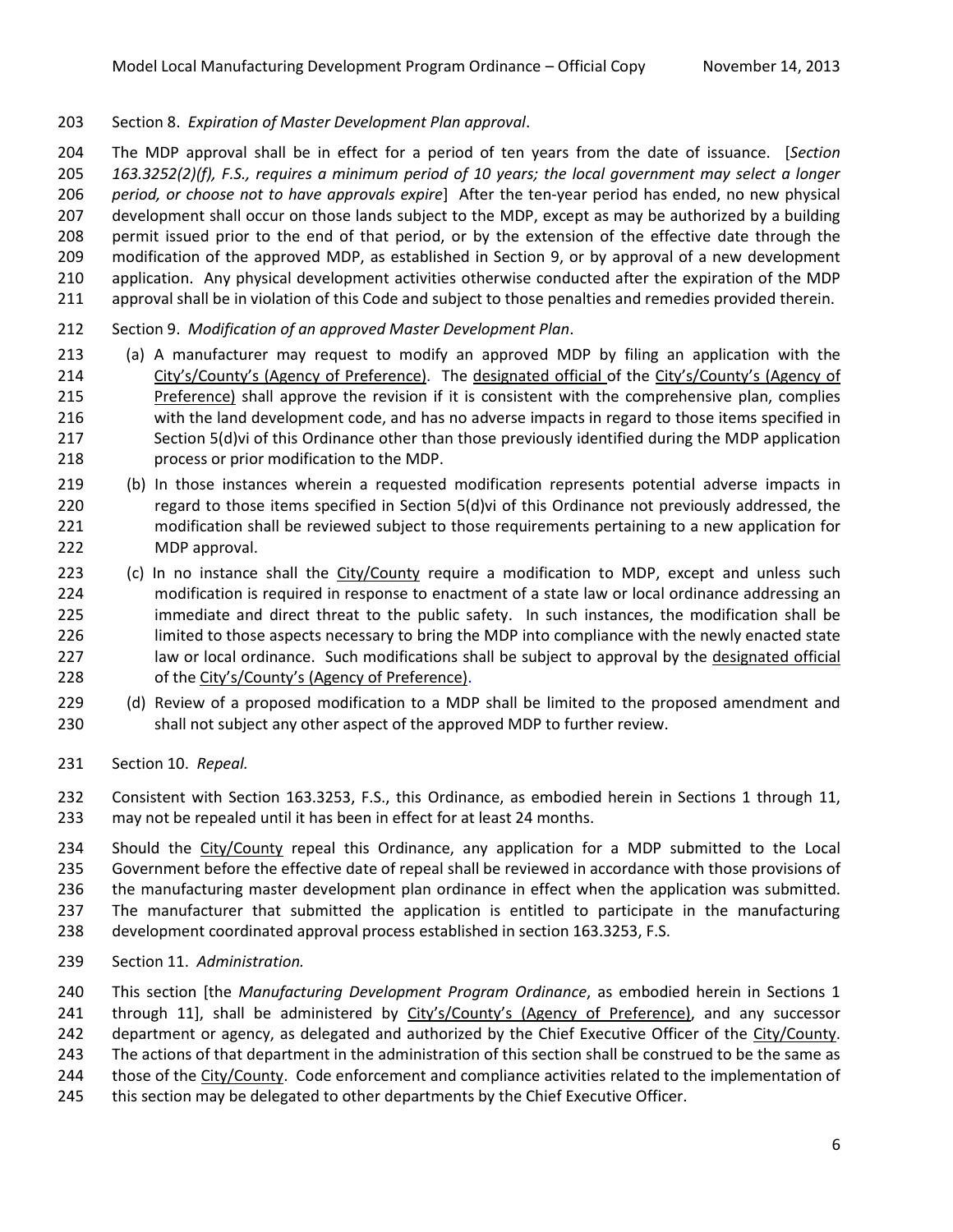Section 8. *Expiration of Master Development Plan approval*.

The MDP approval shall be in effect for a period of ten years from the date of issuance. [*Section 163.3252(2)(f), F.S., requires a minimum period of 10 years; the local government may select a longer period, or choose not to have approvals expire*] After the ten-year period has ended, no new physical development shall occur on those lands subject to the MDP, except as may be authorized by a building permit issued prior to the end of that period, or by the extension of the effective date through the modification of the approved MDP, as established in Section 9, or by approval of a new development application. Any physical development activities otherwise conducted after the expiration of the MDP approval shall be in violation of this Code and subject to those penalties and remedies provided therein.

Section 9. *Modification of an approved Master Development Plan*.

(a) A manufacturer may request to modify an approved MDP by filing an application with the City's/County's (Agency of Preference). The designated official of the City's/County's (Agency of Preference) shall approve the revision if it is consistent with the comprehensive plan, complies with the land development code, and has no adverse impacts in regard to those items specified in Section 5(d)vi of this Ordinance other than those previously identified during the MDP application process or prior modification to the MDP.

(b) In those instances wherein a requested modification represents potential adverse impacts in regard to those items specified in Section 5(d)vi of this Ordinance not previously addressed, the modification shall be reviewed subject to those requirements pertaining to a new application for MDP approval.

(c) In no instance shall the City/County require a modification to MDP, except and unless such modification is required in response to enactment of a state law or local ordinance addressing an immediate and direct threat to the public safety. In such instances, the modification shall be limited to those aspects necessary to bring the MDP into compliance with the newly enacted state law or local ordinance. Such modifications shall be subject to approval by the designated official of the City's/County's (Agency of Preference).

(d) Review of a proposed modification to a MDP shall be limited to the proposed amendment and shall not subject any other aspect of the approved MDP to further review.

Section 10. *Repeal.*

Consistent with Section 163.3253, F.S., this Ordinance, as embodied herein in Sections 1 through 11, may not be repealed until it has been in effect for at least 24 months.

Should the City/County repeal this Ordinance, any application for a MDP submitted to the Local Government before the effective date of repeal shall be reviewed in accordance with those provisions of the manufacturing master development plan ordinance in effect when the application was submitted. The manufacturer that submitted the application is entitled to participate in the manufacturing development coordinated approval process established in section 163.3253, F.S.

Section 11. *Administration.*

This section [the *Manufacturing Development Program Ordinance*, as embodied herein in Sections 1 through 11], shall be administered by City's/County's (Agency of Preference), and any successor department or agency, as delegated and authorized by the Chief Executive Officer of the City/County. The actions of that department in the administration of this section shall be construed to be the same as those of the City/County. Code enforcement and compliance activities related to the implementation of this section may be delegated to other departments by the Chief Executive Officer.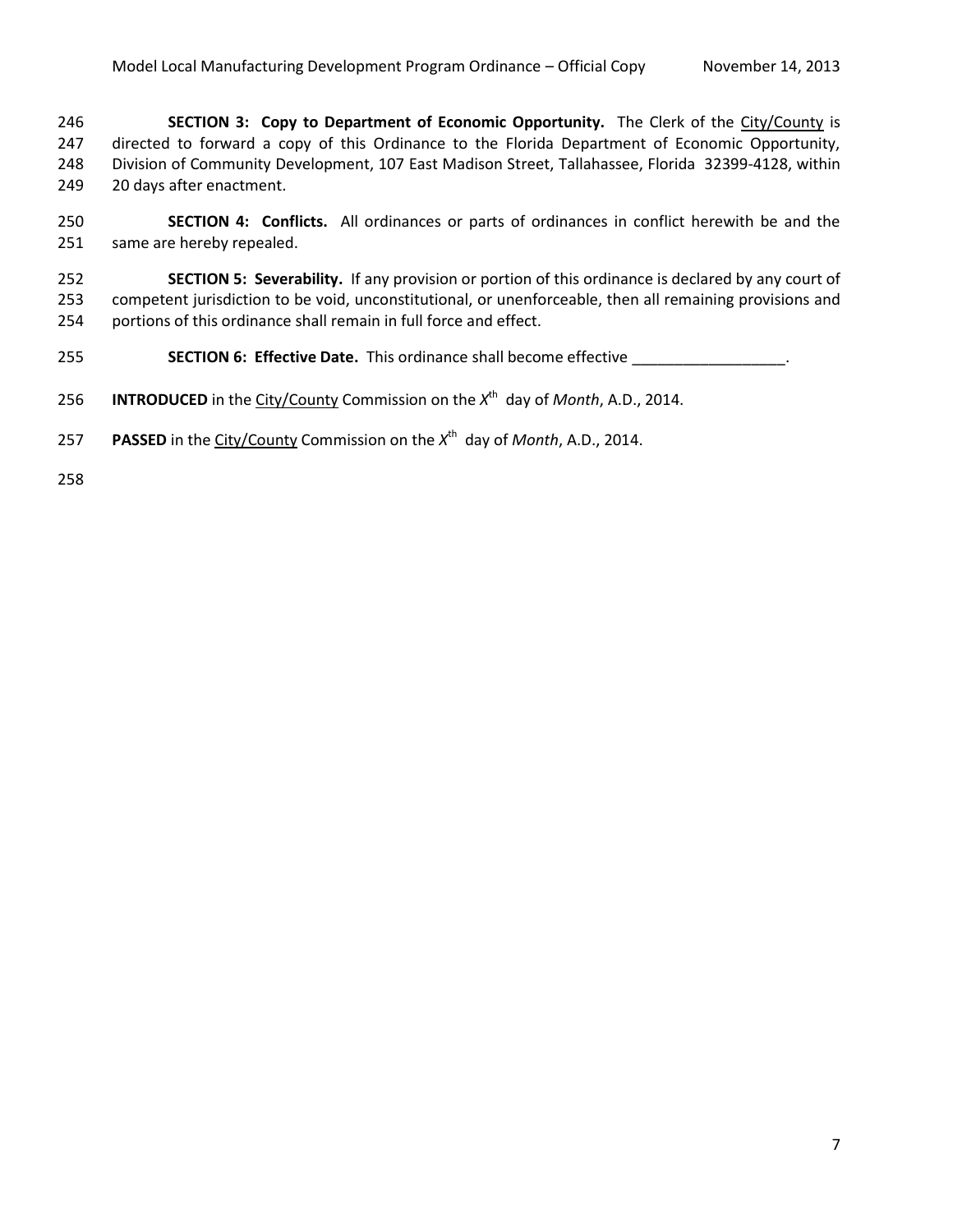**SECTION 3: Copy to Department of Economic Opportunity.** The Clerk of the City/County is directed to forward a copy of this Ordinance to the Florida Department of Economic Opportunity, Division of Community Development, 107 East Madison Street, Tallahassee, Florida 32399-4128, within 20 days after enactment.

**SECTION 4: Conflicts.** All ordinances or parts of ordinances in conflict herewith be and the same are hereby repealed.

**SECTION 5: Severability.** If any provision or portion of this ordinance is declared by any court of competent jurisdiction to be void, unconstitutional, or unenforceable, then all remaining provisions and portions of this ordinance shall remain in full force and effect.

**SECTION 6: Effective Date.** This ordinance shall become effective __________________.

**INTRODUCED** in the City/County Commission on the *X*th day of *Month*, A.D., 2014.

**PASSED** in the City/County Commission on the *X*th day of *Month*, A.D., 2014.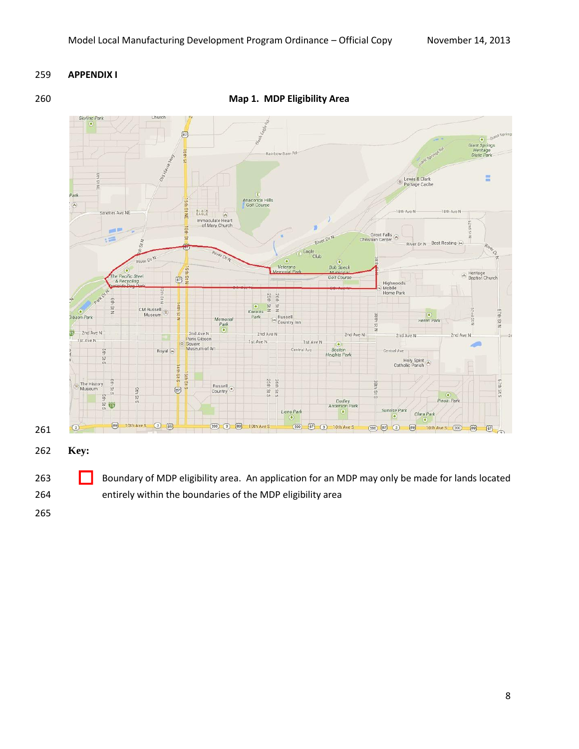## APPENDIX I

**Map 1. MDP Eligibility Area**

**Key:**

Boundary of MDP eligibility area. An application for an MDP may only be made for lands located entirely within the boundaries of the MDP eligibility area